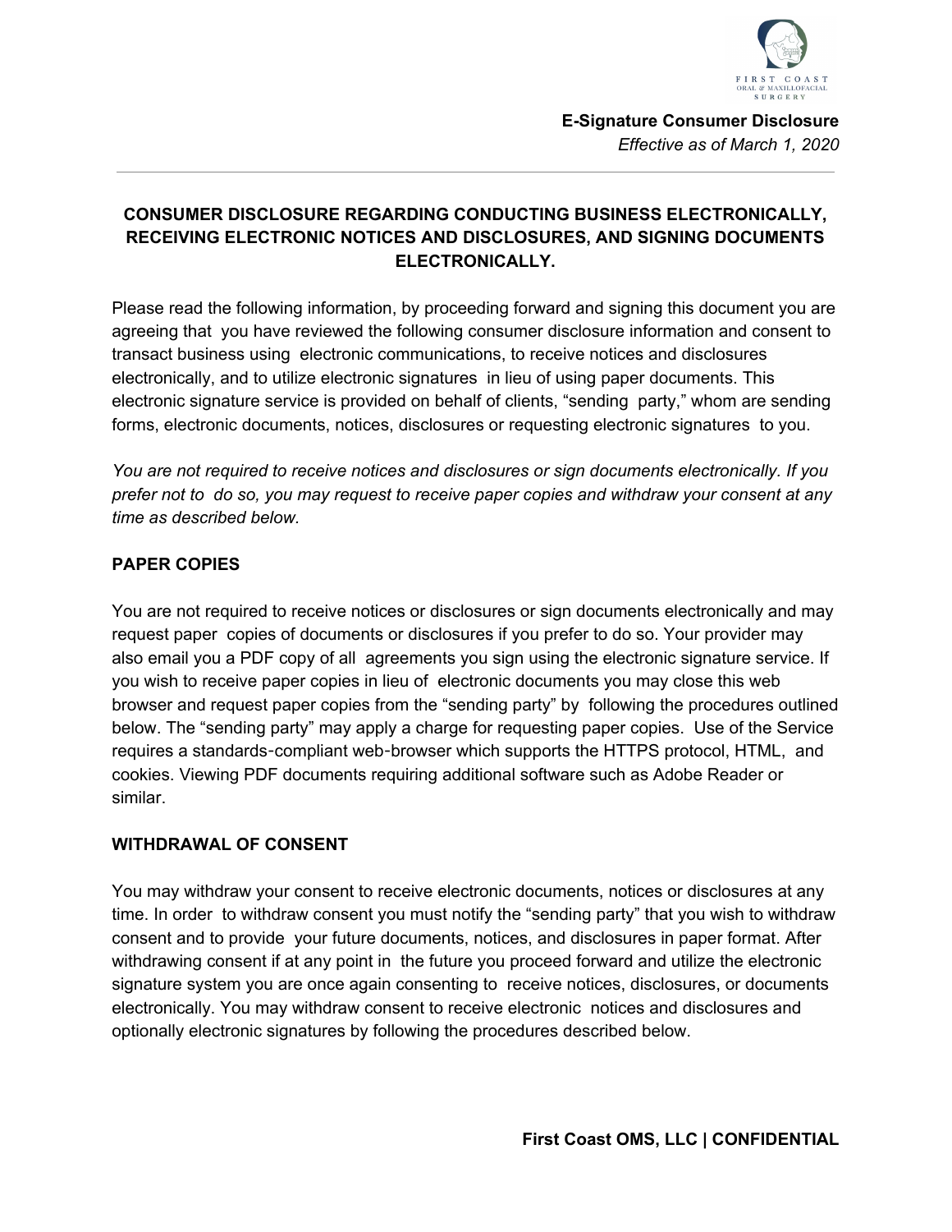**E-Signature Consumer Disclosure**

*Effective as of March 1, 2020*

---

## CONSUMER DISCLOSURE REGARDING CONDUCTING BUSINESS ELECTRONICALLY, RECEIVING ELECTRONIC NOTICES AND DISCLOSURES, AND SIGNING DOCUMENTS ELECTRONICALLY.

Please read the following information, by proceeding forward and signing this document you are agreeing that you have reviewed the following consumer disclosure information and consent to transact business using electronic communications, to receive notices and disclosures electronically, and to utilize electronic signatures in lieu of using paper documents. This electronic signature service is provided on behalf of clients, "sending party," whom are sending forms, electronic documents, notices, disclosures or requesting electronic signatures to you.

*You are not required to receive notices and disclosures or sign documents electronically. If you prefer not to do so, you may request to receive paper copies and withdraw your consent at any time as described below.*

### PAPER COPIES

You are not required to receive notices or disclosures or sign documents electronically and may request paper copies of documents or disclosures if you prefer to do so. Your provider may also email you a PDF copy of all agreements you sign using the electronic signature service. If you wish to receive paper copies in lieu of electronic documents you may close this web browser and request paper copies from the "sending party" by following the procedures outlined below. The "sending party" may apply a charge for requesting paper copies. Use of the Service requires a standards-compliant web-browser which supports the HTTPS protocol, HTML, and cookies. Viewing PDF documents requiring additional software such as Adobe Reader or similar.

### WITHDRAWAL OF CONSENT

You may withdraw your consent to receive electronic documents, notices or disclosures at any time. In order to withdraw consent you must notify the "sending party" that you wish to withdraw consent and to provide your future documents, notices, and disclosures in paper format. After withdrawing consent if at any point in the future you proceed forward and utilize the electronic signature system you are once again consenting to receive notices, disclosures, or documents electronically. You may withdraw consent to receive electronic notices and disclosures and optionally electronic signatures by following the procedures described below.

**First Coast OMS, LLC | CONFIDENTIAL**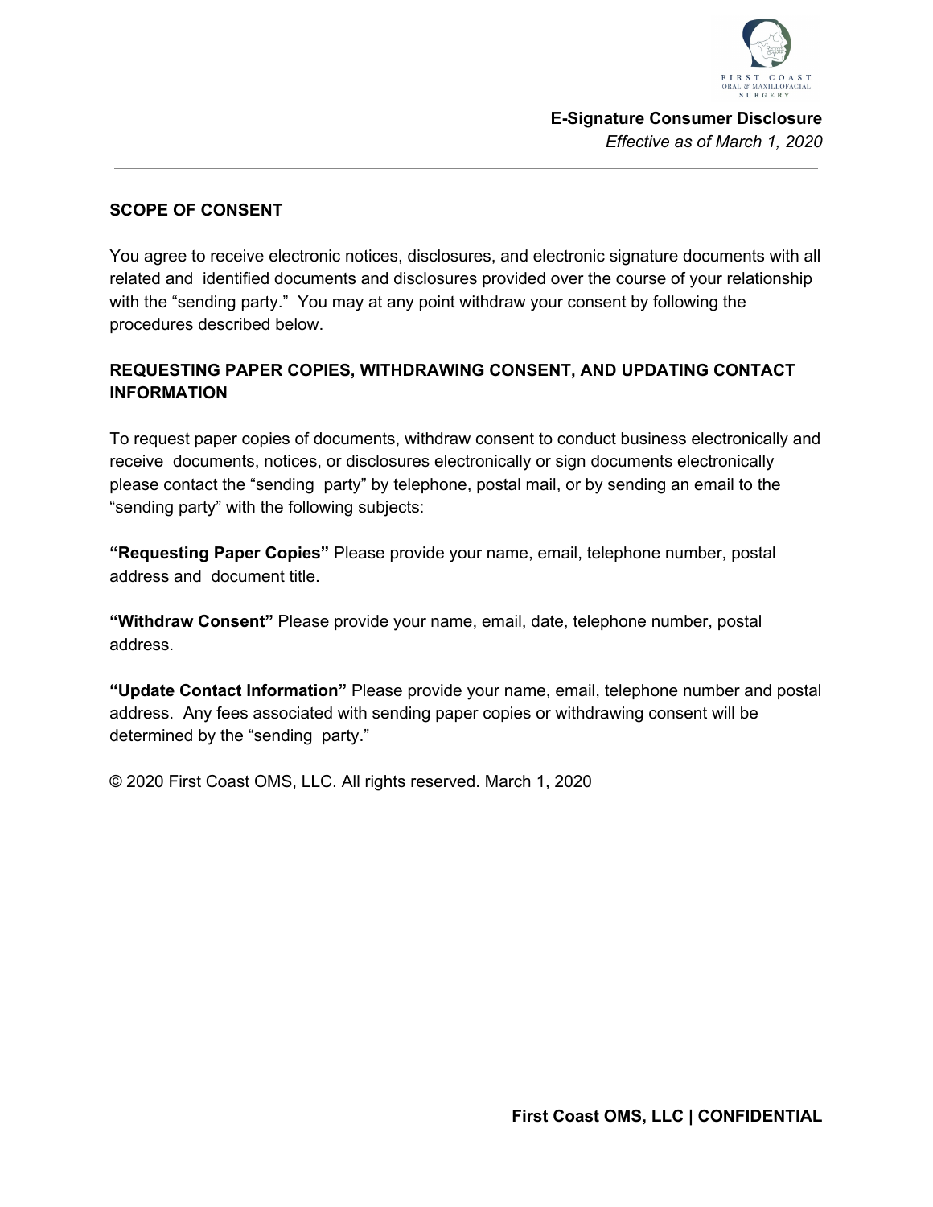**E-Signature Consumer Disclosure**

*Effective as of March 1, 2020*

---

**SCOPE OF CONSENT**

You agree to receive electronic notices, disclosures, and electronic signature documents with all related and identified documents and disclosures provided over the course of your relationship with the "sending party." You may at any point withdraw your consent by following the procedures described below.

**REQUESTING PAPER COPIES, WITHDRAWING CONSENT, AND UPDATING CONTACT INFORMATION**

To request paper copies of documents, withdraw consent to conduct business electronically and receive documents, notices, or disclosures electronically or sign documents electronically please contact the "sending party" by telephone, postal mail, or by sending an email to the "sending party" with the following subjects:

**"Requesting Paper Copies"** Please provide your name, email, telephone number, postal address and document title.

**"Withdraw Consent"** Please provide your name, email, date, telephone number, postal address.

**"Update Contact Information"** Please provide your name, email, telephone number and postal address. Any fees associated with sending paper copies or withdrawing consent will be determined by the "sending party."

© 2020 First Coast OMS, LLC. All rights reserved. March 1, 2020